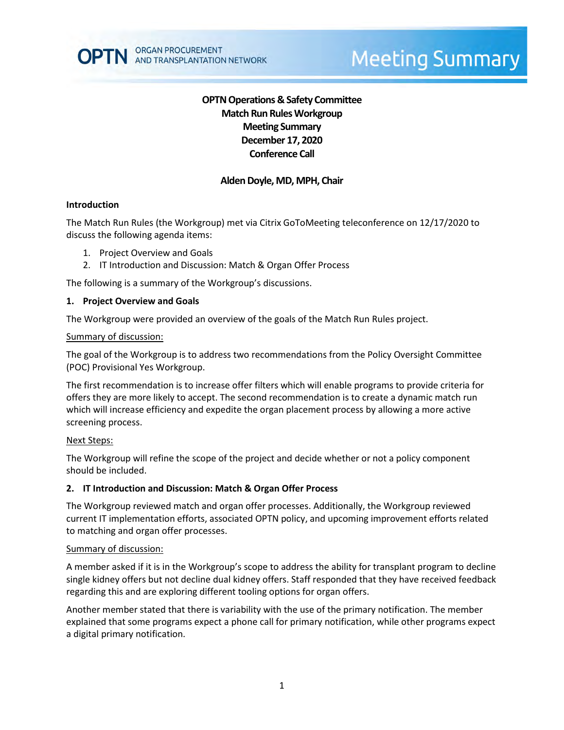# OPTN Operations & Safety Committee
# Match Run Rules Workgroup
# Meeting Summary
# December 17, 2020
# Conference Call

**Alden Doyle, MD, MPH, Chair**

## Introduction

The Match Run Rules (the Workgroup) met via Citrix GoToMeeting teleconference on 12/17/2020 to discuss the following agenda items:

1. Project Overview and Goals
2. IT Introduction and Discussion: Match & Organ Offer Process

The following is a summary of the Workgroup's discussions.

## 1. Project Overview and Goals

The Workgroup were provided an overview of the goals of the Match Run Rules project.

Summary of discussion:

The goal of the Workgroup is to address two recommendations from the Policy Oversight Committee (POC) Provisional Yes Workgroup.

The first recommendation is to increase offer filters which will enable programs to provide criteria for offers they are more likely to accept. The second recommendation is to create a dynamic match run which will increase efficiency and expedite the organ placement process by allowing a more active screening process.

Next Steps:

The Workgroup will refine the scope of the project and decide whether or not a policy component should be included.

## 2. IT Introduction and Discussion: Match & Organ Offer Process

The Workgroup reviewed match and organ offer processes. Additionally, the Workgroup reviewed current IT implementation efforts, associated OPTN policy, and upcoming improvement efforts related to matching and organ offer processes.

Summary of discussion:

A member asked if it is in the Workgroup's scope to address the ability for transplant program to decline single kidney offers but not decline dual kidney offers. Staff responded that they have received feedback regarding this and are exploring different tooling options for organ offers.

Another member stated that there is variability with the use of the primary notification. The member explained that some programs expect a phone call for primary notification, while other programs expect a digital primary notification.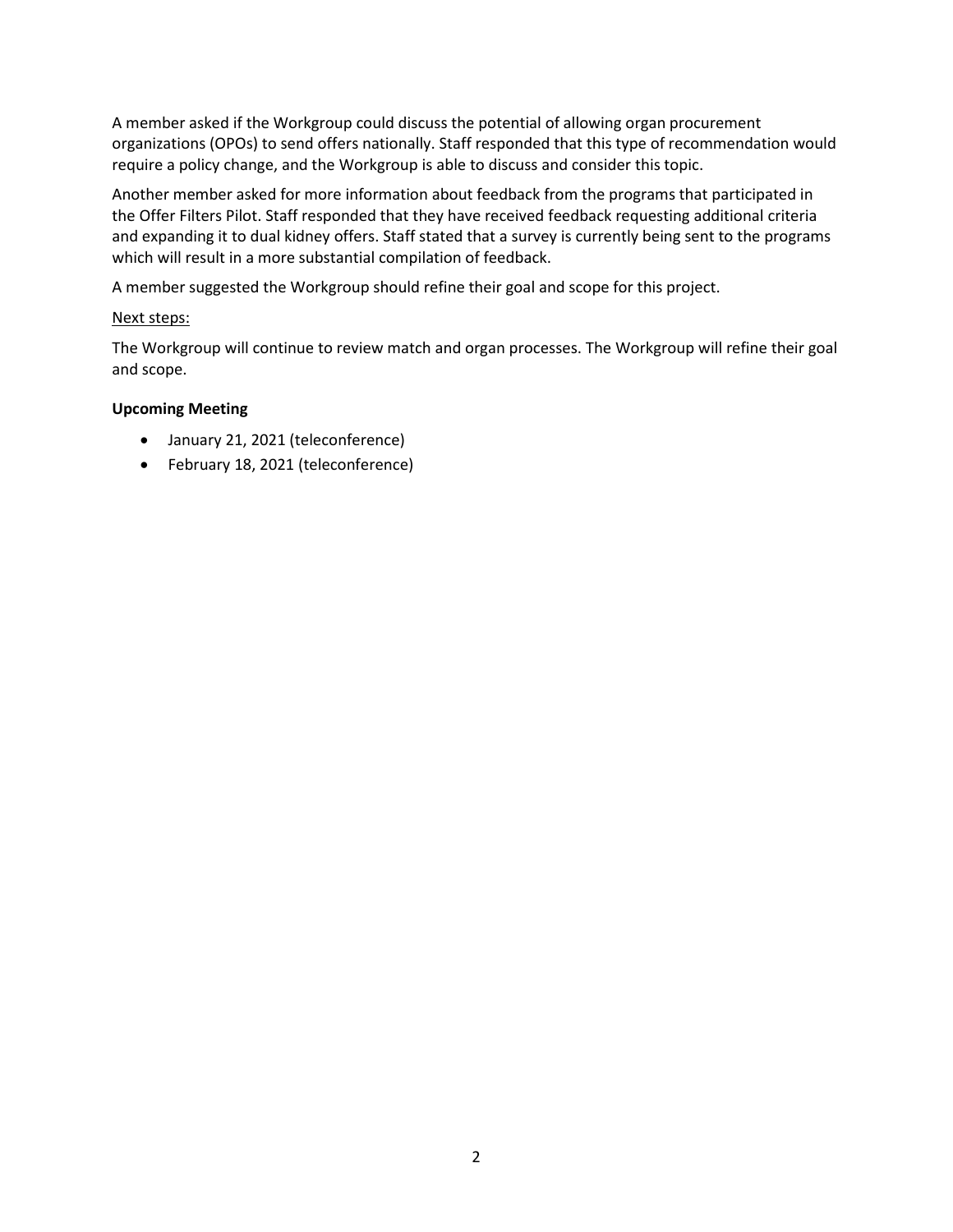A member asked if the Workgroup could discuss the potential of allowing organ procurement organizations (OPOs) to send offers nationally. Staff responded that this type of recommendation would require a policy change, and the Workgroup is able to discuss and consider this topic.

Another member asked for more information about feedback from the programs that participated in the Offer Filters Pilot. Staff responded that they have received feedback requesting additional criteria and expanding it to dual kidney offers. Staff stated that a survey is currently being sent to the programs which will result in a more substantial compilation of feedback.

A member suggested the Workgroup should refine their goal and scope for this project.

Next steps:

The Workgroup will continue to review match and organ processes. The Workgroup will refine their goal and scope.

**Upcoming Meeting**

- January 21, 2021 (teleconference)
- February 18, 2021 (teleconference)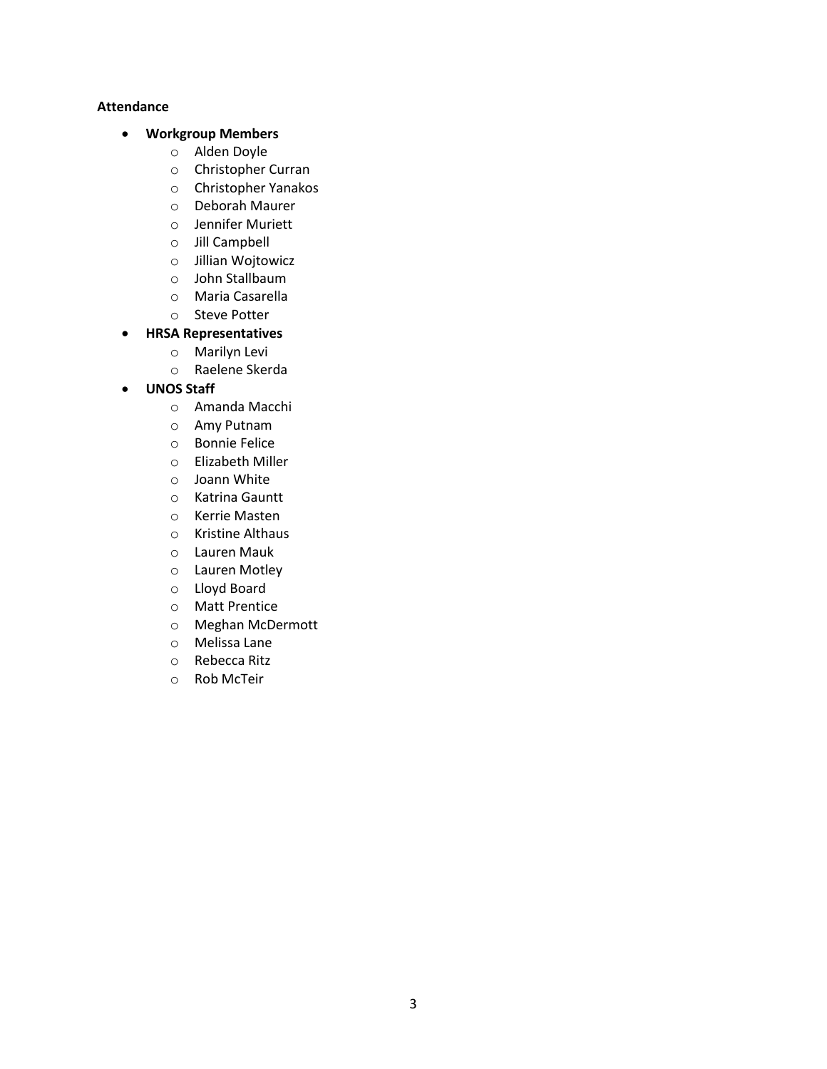**Attendance**

- **Workgroup Members**
  - Alden Doyle
  - Christopher Curran
  - Christopher Yanakos
  - Deborah Maurer
  - Jennifer Muriett
  - Jill Campbell
  - Jillian Wojtowicz
  - John Stallbaum
  - Maria Casarella
  - Steve Potter
- **HRSA Representatives**
  - Marilyn Levi
  - Raelene Skerda
- **UNOS Staff**
  - Amanda Macchi
  - Amy Putnam
  - Bonnie Felice
  - Elizabeth Miller
  - Joann White
  - Katrina Gauntt
  - Kerrie Masten
  - Kristine Althaus
  - Lauren Mauk
  - Lauren Motley
  - Lloyd Board
  - Matt Prentice
  - Meghan McDermott
  - Melissa Lane
  - Rebecca Ritz
  - Rob McTeir